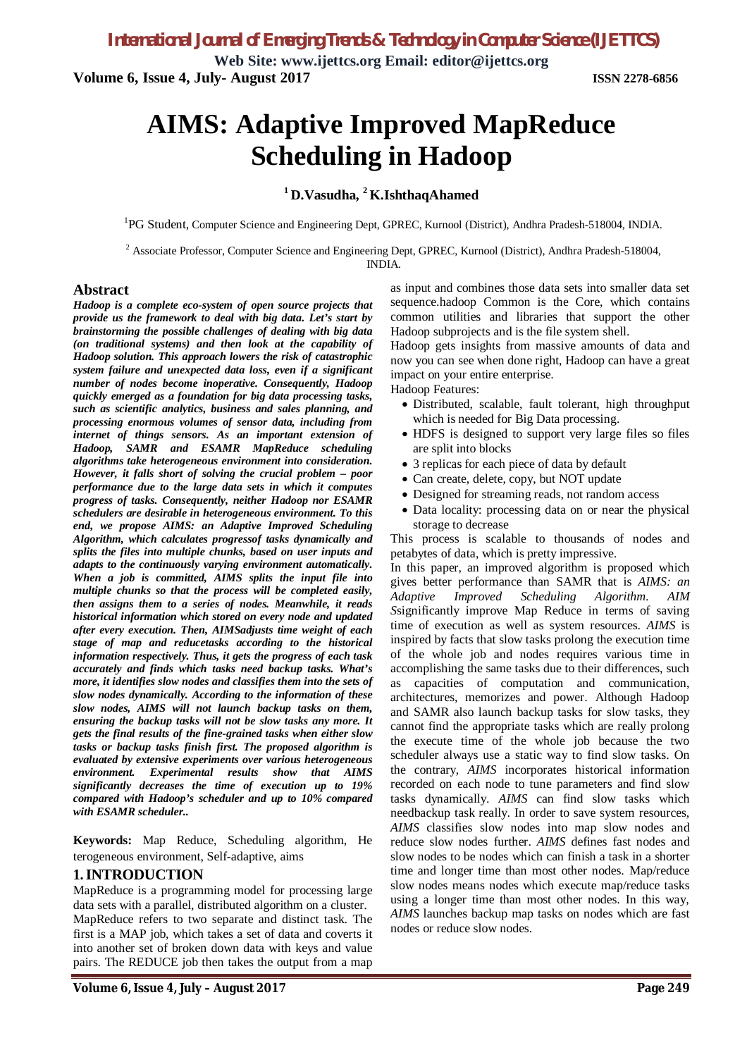# AIMS: Adaptive Improved MapReduce Scheduling in Hadoop

**[1] D.Vasudha, [2] K.IshthaqAhamed**

[1]PG Student, Computer Science and Engineering Dept, GPREC, Kurnool (District), Andhra Pradesh-518004, INDIA.

[2] Associate Professor, Computer Science and Engineering Dept, GPREC, Kurnool (District), Andhra Pradesh-518004, INDIA.

## Abstract

***Hadoop is a complete eco-system of open source projects that provide us the framework to deal with big data. Let's start by brainstorming the possible challenges of dealing with big data (on traditional systems) and then look at the capability of Hadoop solution. This approach lowers the risk of catastrophic system failure and unexpected data loss, even if a significant number of nodes become inoperative. Consequently, Hadoop quickly emerged as a foundation for big data processing tasks, such as scientific analytics, business and sales planning, and processing enormous volumes of sensor data, including from internet of things sensors. As an important extension of Hadoop, SAMR and ESAMR MapReduce scheduling algorithms take heterogeneous environment into consideration. However, it falls short of solving the crucial problem – poor performance due to the large data sets in which it computes progress of tasks. Consequently, neither Hadoop nor ESAMR schedulers are desirable in heterogeneous environment. To this end, we propose AIMS: an Adaptive Improved Scheduling Algorithm, which calculates progressof tasks dynamically and splits the files into multiple chunks, based on user inputs and adapts to the continuously varying environment automatically. When a job is committed, AIMS splits the input file into multiple chunks so that the process will be completed easily, then assigns them to a series of nodes. Meanwhile, it reads historical information which stored on every node and updated after every execution. Then, AIMSadjusts time weight of each stage of map and reducetasks according to the historical information respectively. Thus, it gets the progress of each task accurately and finds which tasks need backup tasks. What's more, it identifies slow nodes and classifies them into the sets of slow nodes dynamically. According to the information of these slow nodes, AIMS will not launch backup tasks on them, ensuring the backup tasks will not be slow tasks any more. It gets the final results of the fine-grained tasks when either slow tasks or backup tasks finish first. The proposed algorithm is evaluated by extensive experiments over various heterogeneous environment. Experimental results show that AIMS significantly decreases the time of execution up to 19% compared with Hadoop's scheduler and up to 10% compared with ESAMR scheduler..***

**Keywords:** Map Reduce, Scheduling algorithm, He terogeneous environment, Self-adaptive, aims

## 1. INTRODUCTION

MapReduce is a programming model for processing large data sets with a parallel, distributed algorithm on a cluster.

MapReduce refers to two separate and distinct task. The first is a MAP job, which takes a set of data and coverts it into another set of broken down data with keys and value pairs. The REDUCE job then takes the output from a map as input and combines those data sets into smaller data set sequence.hadoop Common is the Core, which contains common utilities and libraries that support the other Hadoop subprojects and is the file system shell.

Hadoop gets insights from massive amounts of data and now you can see when done right, Hadoop can have a great impact on your entire enterprise.

Hadoop Features:

- Distributed, scalable, fault tolerant, high throughput which is needed for Big Data processing.
- HDFS is designed to support very large files so files are split into blocks
- 3 replicas for each piece of data by default
- Can create, delete, copy, but NOT update
- Designed for streaming reads, not random access
- Data locality: processing data on or near the physical storage to decrease

This process is scalable to thousands of nodes and petabytes of data, which is pretty impressive.

In this paper, an improved algorithm is proposed which gives better performance than SAMR that is *AIMS: an Adaptive Improved Scheduling Algorithm. AIM S*significantly improve Map Reduce in terms of saving time of execution as well as system resources. *AIMS* is inspired by facts that slow tasks prolong the execution time of the whole job and nodes requires various time in accomplishing the same tasks due to their differences, such as capacities of computation and communication, architectures, memorizes and power. Although Hadoop and SAMR also launch backup tasks for slow tasks, they cannot find the appropriate tasks which are really prolong the execute time of the whole job because the two scheduler always use a static way to find slow tasks. On the contrary, *AIMS* incorporates historical information recorded on each node to tune parameters and find slow tasks dynamically. *AIMS* can find slow tasks which needbackup task really. In order to save system resources, *AIMS* classifies slow nodes into map slow nodes and reduce slow nodes further. *AIMS* defines fast nodes and slow nodes to be nodes which can finish a task in a shorter time and longer time than most other nodes. Map/reduce slow nodes means nodes which execute map/reduce tasks using a longer time than most other nodes. In this way, *AIMS* launches backup map tasks on nodes which are fast nodes or reduce slow nodes.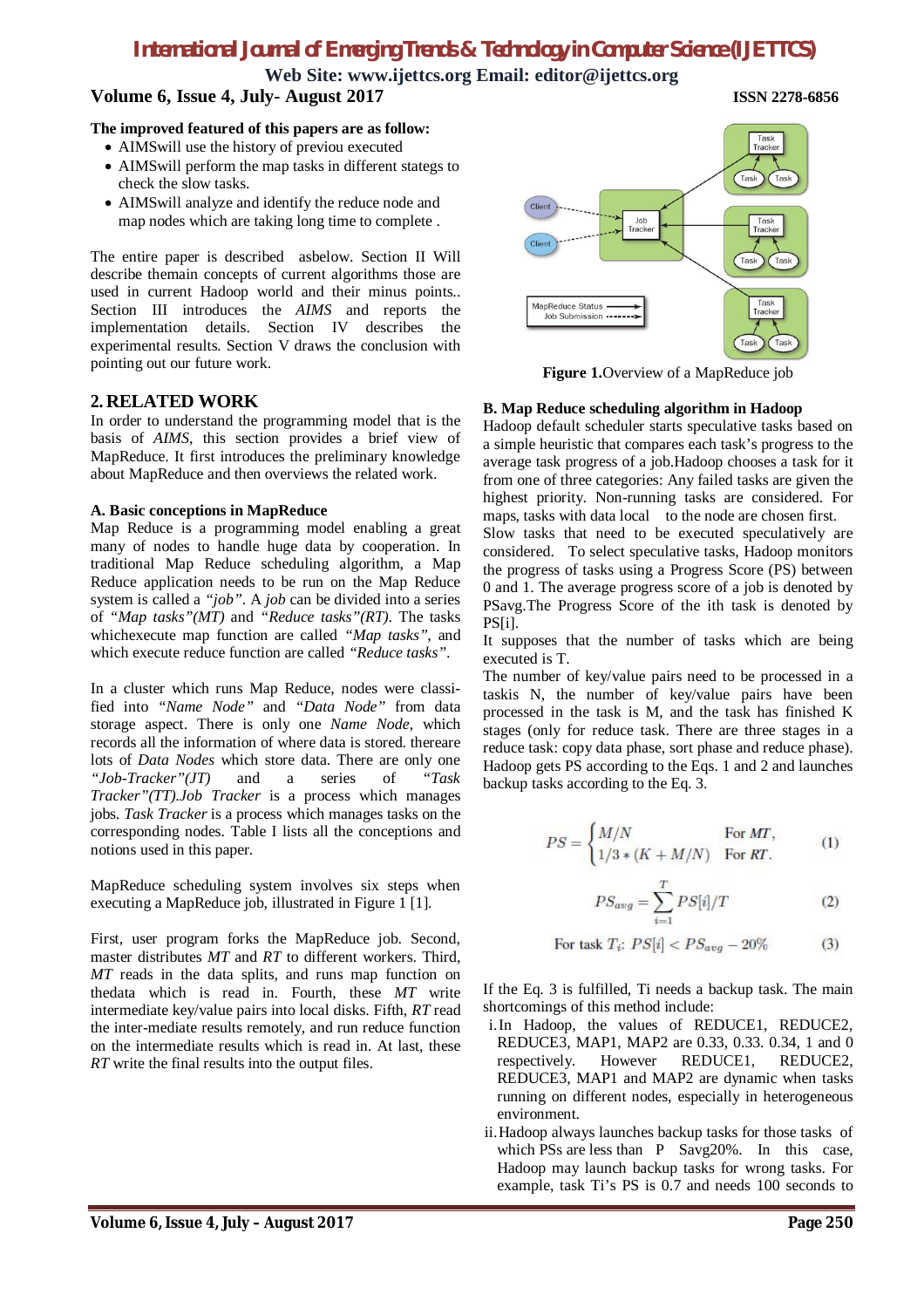**The improved featured of this papers are as follow:**

- AIMSwill use the history of previou executed
- AIMSwill perform the map tasks in different stategs to check the slow tasks.
- AIMSwill analyze and identify the reduce node and map nodes which are taking long time to complete .

The entire paper is described asbelow. Section II Will describe themain concepts of current algorithms those are used in current Hadoop world and their minus points.. Section III introduces the *AIMS* and reports the implementation details. Section IV describes the experimental results. Section V draws the conclusion with pointing out our future work.

## 2. RELATED WORK

In order to understand the programming model that is the basis of *AIMS*, this section provides a brief view of MapReduce. It first introduces the preliminary knowledge about MapReduce and then overviews the related work.

### A. Basic conceptions in MapReduce

Map Reduce is a programming model enabling a great many of nodes to handle huge data by cooperation. In traditional Map Reduce scheduling algorithm, a Map Reduce application needs to be run on the Map Reduce system is called a *"job"*. A *job* can be divided into a series of *"Map tasks"(MT)* and *"Reduce tasks"(RT)*. The tasks whichexecute map function are called *"Map tasks"*, and which execute reduce function are called *"Reduce tasks"*.

In a cluster which runs Map Reduce, nodes were classi-fied into *"Name Node"* and *"Data Node"* from data storage aspect. There is only one *Name Node*, which records all the information of where data is stored. thereare lots of *Data Nodes* which store data. There are only one *"Job-Tracker"(JT)* and a series of *"Task Tracker"(TT).Job Tracker* is a process which manages jobs. *Task Tracker* is a process which manages tasks on the corresponding nodes. Table I lists all the conceptions and notions used in this paper.

MapReduce scheduling system involves six steps when executing a MapReduce job, illustrated in Figure 1 [1].

First, user program forks the MapReduce job. Second, master distributes *MT* and *RT* to different workers. Third, *MT* reads in the data splits, and runs map function on thedata which is read in. Fourth, these *MT* write intermediate key/value pairs into local disks. Fifth, *RT* read the inter-mediate results remotely, and run reduce function on the intermediate results which is read in. At last, these *RT* write the final results into the output files.

**Figure 1.**Overview of a MapReduce job

### B. Map Reduce scheduling algorithm in Hadoop

Hadoop default scheduler starts speculative tasks based on a simple heuristic that compares each task's progress to the average task progress of a job.Hadoop chooses a task for it from one of three categories: Any failed tasks are given the highest priority. Non-running tasks are considered. For maps, tasks with data local to the node are chosen first. Slow tasks that need to be executed speculatively are considered. To select speculative tasks, Hadoop monitors the progress of tasks using a Progress Score (PS) between 0 and 1. The average progress score of a job is denoted by PSavg.The Progress Score of the ith task is denoted by PS[i].

It supposes that the number of tasks which are being executed is T.

The number of key/value pairs need to be processed in a taskis N, the number of key/value pairs have been processed in the task is M, and the task has finished K stages (only for reduce task. There are three stages in a reduce task: copy data phase, sort phase and reduce phase). Hadoop gets PS according to the Eqs. 1 and 2 and launches backup tasks according to the Eq. 3.

$$PS = \begin{cases} M/N & \text{For } MT, \\ 1/3 * (K + M/N) & \text{For } RT. \end{cases} \quad (1)$$

$$PS_{avg} = \sum_{i=1}^{T} PS[i]/T \quad (2)$$

$$\text{For task } T_i\text{: } PS[i] < PS_{avg} - 20\% \quad (3)$$

If the Eq. 3 is fulfilled, Ti needs a backup task. The main shortcomings of this method include:

i. In Hadoop, the values of REDUCE1, REDUCE2, REDUCE3, MAP1, MAP2 are 0.33, 0.33. 0.34, 1 and 0 respectively. However REDUCE1, REDUCE2, REDUCE3, MAP1 and MAP2 are dynamic when tasks running on different nodes, especially in heterogeneous environment.
ii. Hadoop always launches backup tasks for those tasks of which PSs are less than P Savg20%. In this case, Hadoop may launch backup tasks for wrong tasks. For example, task Ti's PS is 0.7 and needs 100 seconds to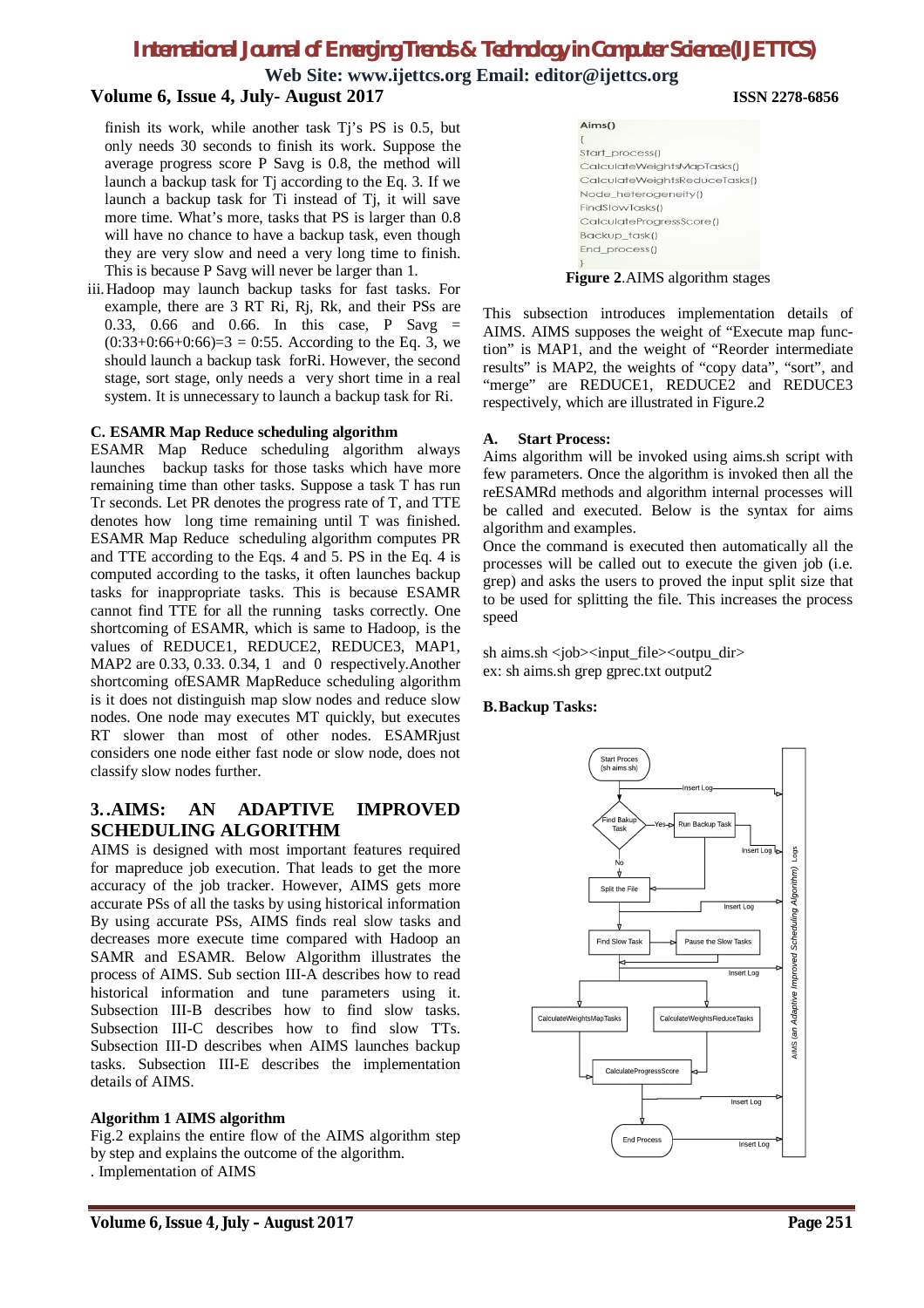finish its work, while another task Tj's PS is 0.5, but only needs 30 seconds to finish its work. Suppose the average progress score P Savg is 0.8, the method will launch a backup task for Tj according to the Eq. 3. If we launch a backup task for Ti instead of Tj, it will save more time. What's more, tasks that PS is larger than 0.8 will have no chance to have a backup task, even though they are very slow and need a very long time to finish. This is because P Savg will never be larger than 1.

iii. Hadoop may launch backup tasks for fast tasks. For example, there are 3 RT Ri, Rj, Rk, and their PSs are 0.33, 0.66 and 0.66. In this case, P Savg = (0:33+0:66+0:66)=3 = 0:55. According to the Eq. 3, we should launch a backup task forRi. However, the second stage, sort stage, only needs a very short time in a real system. It is unnecessary to launch a backup task for Ri.

**C. ESAMR Map Reduce scheduling algorithm**

ESAMR Map Reduce scheduling algorithm always launches backup tasks for those tasks which have more remaining time than other tasks. Suppose a task T has run Tr seconds. Let PR denotes the progress rate of T, and TTE denotes how long time remaining until T was finished. ESAMR Map Reduce scheduling algorithm computes PR and TTE according to the Eqs. 4 and 5. PS in the Eq. 4 is computed according to the tasks, it often launches backup tasks for inappropriate tasks. This is because ESAMR cannot find TTE for all the running tasks correctly. One shortcoming of ESAMR, which is same to Hadoop, is the values of REDUCE1, REDUCE2, REDUCE3, MAP1, MAP2 are 0.33, 0.33. 0.34, 1 and 0 respectively.Another shortcoming ofESAMR MapReduce scheduling algorithm is it does not distinguish map slow nodes and reduce slow nodes. One node may executes MT quickly, but executes RT slower than most of other nodes. ESAMRjust considers one node either fast node or slow node, does not classify slow nodes further.

## 3..AIMS: AN ADAPTIVE IMPROVED SCHEDULING ALGORITHM

AIMS is designed with most important features required for mapreduce job execution. That leads to get the more accuracy of the job tracker. However, AIMS gets more accurate PSs of all the tasks by using historical information By using accurate PSs, AIMS finds real slow tasks and decreases more execute time compared with Hadoop an SAMR and ESAMR. Below Algorithm illustrates the process of AIMS. Sub section III-A describes how to read historical information and tune parameters using it. Subsection III-B describes how to find slow tasks. Subsection III-C describes how to find slow TTs. Subsection III-D describes when AIMS launches backup tasks. Subsection III-E describes the implementation details of AIMS.

**Algorithm 1 AIMS algorithm**

Fig.2 explains the entire flow of the AIMS algorithm step by step and explains the outcome of the algorithm.

. Implementation of AIMS

```
Aims()
{
Start_process()
CalculateWeightsMapTasks()
CalculateWeightsReduceTasks()
Node_heterogeneity()
FindSlowTasks()
CalculateProgressScore()
Backup_task()
End_process()
}
```

**Figure 2**.AIMS algorithm stages

This subsection introduces implementation details of AIMS. AIMS supposes the weight of "Execute map function" is MAP1, and the weight of "Reorder intermediate results" is MAP2, the weights of "copy data", "sort", and "merge" are REDUCE1, REDUCE2 and REDUCE3 respectively, which are illustrated in Figure.2

**A. Start Process:**

Aims algorithm will be invoked using aims.sh script with few parameters. Once the algorithm is invoked then all the reESAMRd methods and algorithm internal processes will be called and executed. Below is the syntax for aims algorithm and examples.

Once the command is executed then automatically all the processes will be called out to execute the given job (i.e. grep) and asks the users to proved the input split size that to be used for splitting the file. This increases the process speed

sh aims.sh <job><input_file><outpu_dir>

ex: sh aims.sh grep gprec.txt output2

**B.Backup Tasks:**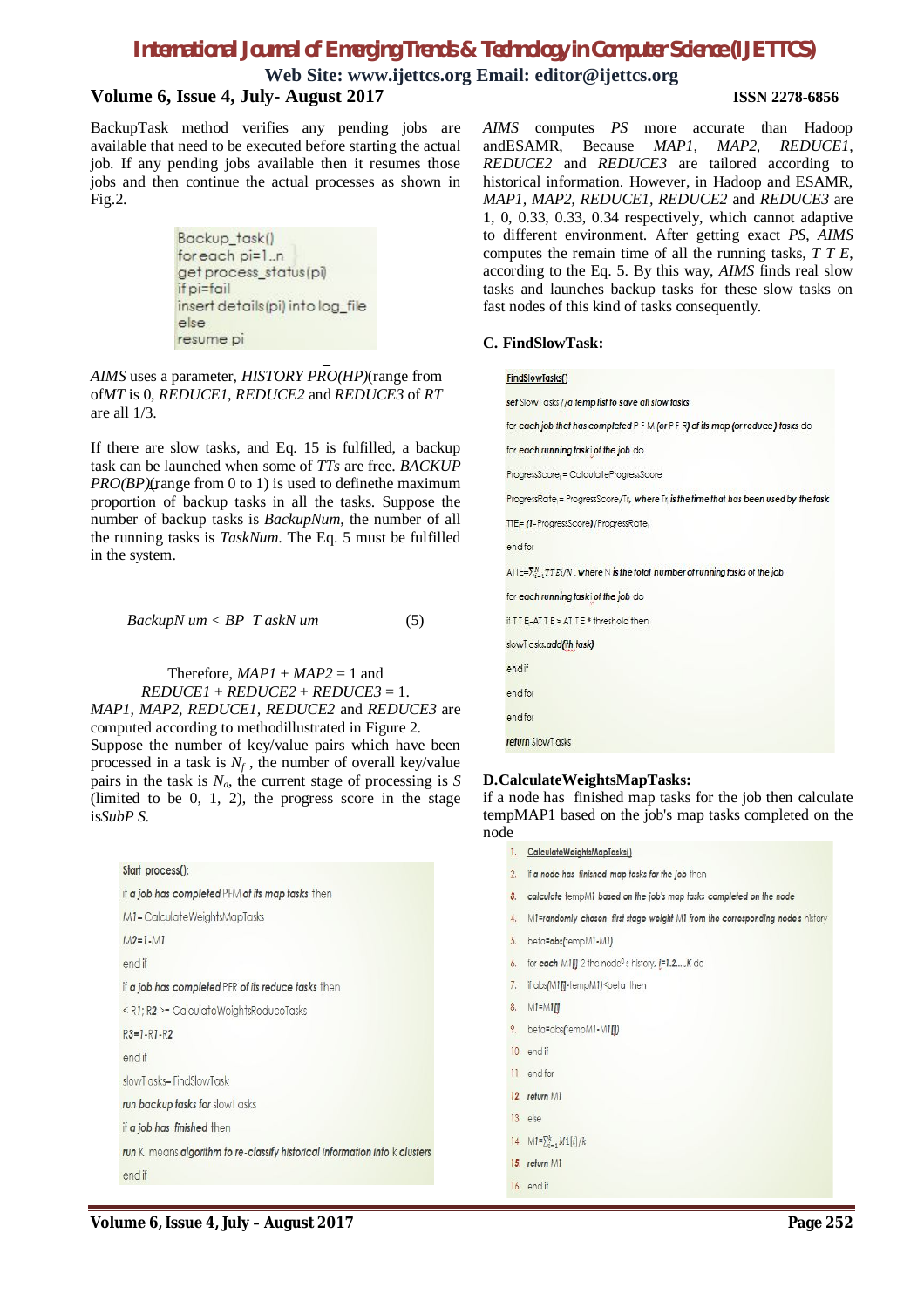BackupTask method verifies any pending jobs are available that need to be executed before starting the actual job. If any pending jobs available then it resumes those jobs and then continue the actual processes as shown in Fig.2.

```
Backup_task()
foreach pi=1..n
get process_status(pi)
if pi=fail
insert details(pi) into log_file
else
resume pi
```

*AIMS* uses a parameter, *HISTORY PRO(HP)*(range from of*MT* is 0, *REDUCE1*, *REDUCE2* and *REDUCE3* of *RT* are all 1/3.

If there are slow tasks, and Eq. 15 is fulfilled, a backup task can be launched when some of *TTs* are free. *BACKUP PRO(BP)*(range from 0 to 1) is used to definethe maximum proportion of backup tasks in all the tasks. Suppose the number of backup tasks is *BackupNum*, the number of all the running tasks is *TaskNum*. The Eq. 5 must be fulfilled in the system.

$$BackupNum < BP \quad TaskNum \qquad (5)$$

Therefore, *MAP1* + *MAP2* = 1 and *REDUCE1* + *REDUCE2* + *REDUCE3* = 1.
*MAP1*, *MAP2*, *REDUCE1*, *REDUCE2* and *REDUCE3* are computed according to methodillustrated in Figure 2.
Suppose the number of key/value pairs which have been processed in a task is $N_f$ , the number of overall key/value pairs in the task is $N_a$, the current stage of processing is *S* (limited to be 0, 1, 2), the progress score in the stage is*SubP S*.

```
Start_process():
if a job has completed PFM of its map tasks then
M1=CalculateWeightsMapTasks
M2=1-M1
end if
if a job has completed PFR of its reduce tasks then
< R1; R2 >= CalculateWeightsReduceTasks
R3=1-R1-R2
end if
slowTasks=FindSlowTask
run backup tasks for slowTasks
if a job has finished then
run K means algorithm to re-classify historical information into k clusters
end if
```

*AIMS* computes *PS* more accurate than Hadoop andESAMR, Because *MAP1*, *MAP2*, *REDUCE1*, *REDUCE2* and *REDUCE3* are tailored according to historical information. However, in Hadoop and ESAMR, *MAP1*, *MAP2*, *REDUCE1*, *REDUCE2* and *REDUCE3* are 1, 0, 0.33, 0.33, 0.34 respectively, which cannot adaptive to different environment. After getting exact *PS*, *AIMS* computes the remaining time of all the running tasks, *T T E*, according to the Eq. 5. By this way, *AIMS* finds real slow tasks and launches backup tasks for these slow tasks on fast nodes of this kind of tasks consequently.

### C. FindSlowTask:

```
FindSlowTasks()
set SlowTasks //a temp list to save all slow tasks
for each job that has completed PFM (or PFR) of its map (or reduce) tasks do
for each running task i of the job do
ProgressScore_i = CalculateProgressScore
ProgressRate_i = ProgressScore/T_i, where T_i is the time that has been used by the task
TTE= (1-ProgressScore_i)/ProgressRate_i
end for
ATTE=Σ_{i=1}^{N} TTE_i/N , where N is the total number of running tasks of the job
for each running task i of the job do
if TTE-ATTE > ATTE * threshold then
slowTasks.add(ith task)
end if
end for
end for
return SlowTasks
```

### D.CalculateWeightsMapTasks:

if a node has finished map tasks for the job then calculate tempMAP1 based on the job's map tasks completed on the node

```
1.  CalculateWeightsMapTasks()
2.  If a node has finished map tasks for the job then
3.  calculate tempM1 based on the job's map tasks completed on the node
4.  M1=randomly chosen first stage weight M1 from the corresponding node's history
5.  beta=abs(tempM1-M1)
6.  for each M1[i] 2 the node's history, i=1,2,....,K do
7.  if abs(M1[i]-tempM1)<beta then
8.  M1=M1[i]
9.  beta=abs(tempM1-M1[i])
10. end if
11. end for
12. return M1
13. else
14. M1=Σ_{i=1}^{k} M1[i]/k
15. return M1
16. end if
```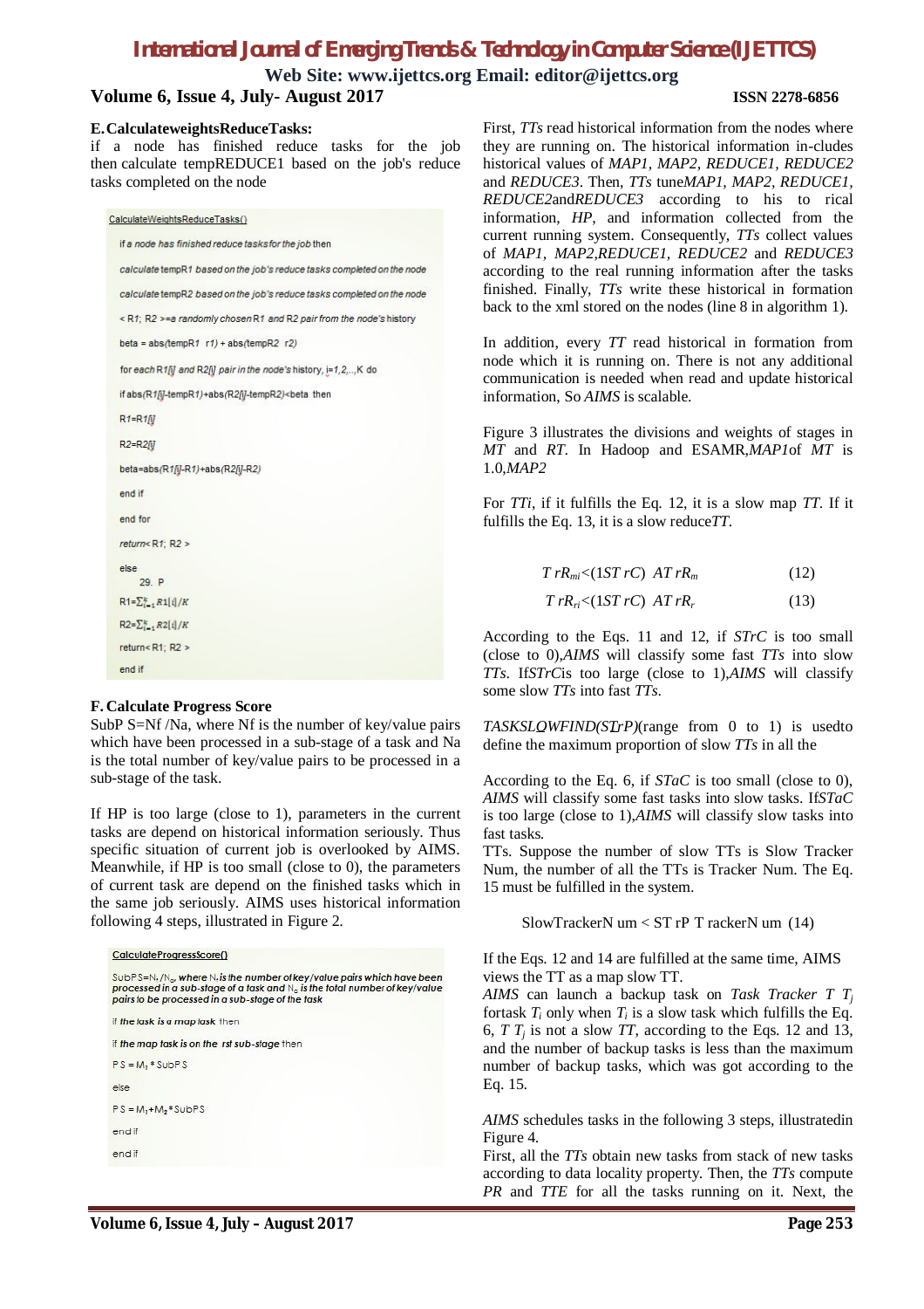### E. CalculateweightsReduceTasks:

if a node has finished reduce tasks for the job then calculate tempREDUCE1 based on the job's reduce tasks completed on the node

```
CalculateWeightsReduceTasks()
  if a node has finished reduce tasks for the job then
  calculate tempR1 based on the job's reduce tasks completed on the node
  calculate tempR2 based on the job's reduce tasks completed on the node
  < R1; R2 >=a randomly chosen R1 and R2 pair from the node's history
  beta = abs(tempR1  r1) + abs(tempR2  r2)
  for each R1[j] and R2[j] pair in the node's history, j=1,2,..,K do
  if abs(R1[j]-tempR1)+abs(R2[j]-tempR2)<beta then
  R1=R1[j]
  R2=R2[j]
  beta=abs(R1[j]-R1)+abs(R2[j]-R2)
  end if
  end for
  return< R1; R2 >
  else
      29. P
  R1=∑_{i=1}^{K} R1[i]/K
  R2=∑_{i=1}^{K} R2[i]/K
  return< R1; R2 >
  end if
```

### F. Calculate Progress Score

SubP S=Nf /Na, where Nf is the number of key/value pairs which have been processed in a sub-stage of a task and Na is the total number of key/value pairs to be processed in a sub-stage of the task.

If HP is too large (close to 1), parameters in the current tasks are depend on historical information seriously. Thus specific situation of current job is overlooked by AIMS. Meanwhile, if HP is too small (close to 0), the parameters of current task are depend on the finished tasks which in the same job seriously. AIMS uses historical information following 4 steps, illustrated in Figure 2.

```
CalculateProgressScore()
  SubPS=N_f/N_a, where N_f is the number of key/value pairs which have been
  processed in a sub-stage of a task and N_a is the total number of key/value
  pairs to be processed in a sub-stage of the task
  if the task is a map task then
  if the map task is on the  rst sub-stage then
  PS = M_1 * SubPS
  else
  PS = M_1+M_2*SubPS
  end if
  end if
```

First, *TTs* read historical information from the nodes where they are running on. The historical information in-cludes historical values of *MAP1, MAP2, REDUCE1, REDUCE2* and *REDUCE3*. Then, *TTs* tune*MAP1, MAP2, REDUCE1, REDUCE2*and*REDUCE3* according to his to rical information, *HP*, and information collected from the current running system. Consequently, *TTs* collect values of *MAP1, MAP2,REDUCE1, REDUCE2* and *REDUCE3* according to the real running information after the tasks finished. Finally, *TTs* write these historical in formation back to the xml stored on the nodes (line 8 in algorithm 1).

In addition, every *TT* read historical in formation from node which it is running on. There is not any additional communication is needed when read and update historical information, So *AIMS* is scalable.

Figure 3 illustrates the divisions and weights of stages in *MT* and *RT*. In Hadoop and ESAMR,*MAP1*of *MT* is 1.0,*MAP2*

For *TTi*, if it fulfills the Eq. 12, it is a slow map *TT*. If it fulfills the Eq. 13, it is a slow reduce*TT*.

$$T\,rR_{mi} < (1ST\,rC)\;\;AT\,rR_m \qquad (12)$$

$$T\,rR_{ri} < (1ST\,rC)\;\;AT\,rR_r \qquad (13)$$

According to the Eqs. 11 and 12, if *STrC* is too small (close to 0),*AIMS* will classify some fast *TTs* into slow *TTs*. If*STrC*is too large (close to 1),*AIMS* will classify some slow *TTs* into fast *TTs*.

*TASKSLOWFIND(STrP)*(range from 0 to 1) is usedto define the maximum proportion of slow *TTs* in all the

According to the Eq. 6, if *STaC* is too small (close to 0), *AIMS* will classify some fast tasks into slow tasks. If*STaC* is too large (close to 1),*AIMS* will classify slow tasks into fast tasks.

TTs. Suppose the number of slow TTs is Slow Tracker Num, the number of all the TTs is Tracker Num. The Eq. 15 must be fulfilled in the system.

$$SlowTrackerN\,um < ST\,rP\;T\,rackerN\,um \quad (14)$$

If the Eqs. 12 and 14 are fulfilled at the same time, AIMS views the TT as a map slow TT.

*AIMS* can launch a backup task on *Task Tracker* $T\,T_j$ fortask $T_i$ only when $T_i$ is a slow task which fulfills the Eq. 6, $T\,T_j$ is not a slow *TT*, according to the Eqs. 12 and 13, and the number of backup tasks is less than the maximum number of backup tasks, which was got according to the Eq. 15.

*AIMS* schedules tasks in the following 3 steps, illustratedin Figure 4.

First, all the *TTs* obtain new tasks from stack of new tasks according to data locality property. Then, the *TTs* compute *PR* and *TTE* for all the tasks running on it. Next, the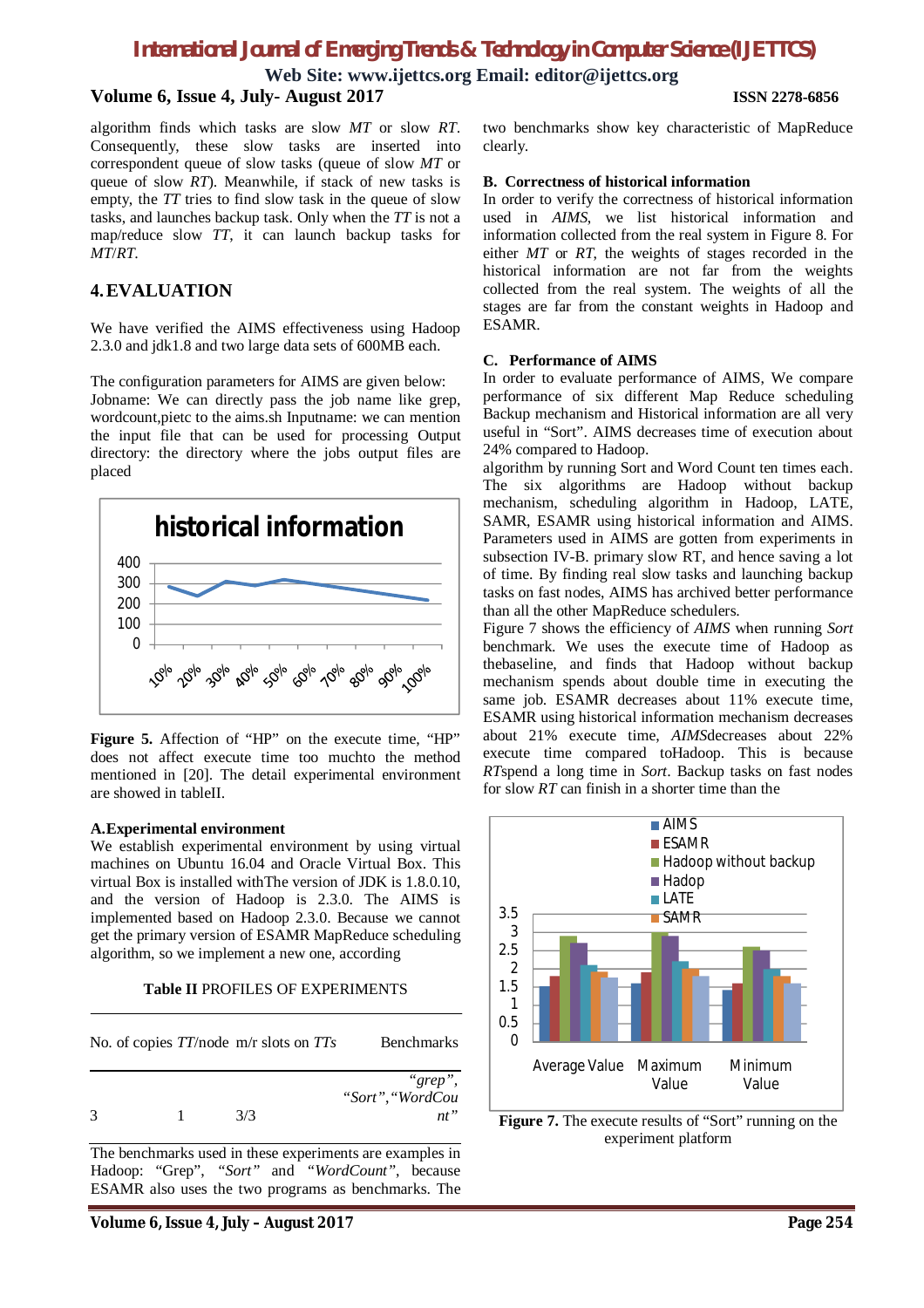algorithm finds which tasks are slow *MT* or slow *RT*. Consequently, these slow tasks are inserted into correspondent queue of slow tasks (queue of slow *MT* or queue of slow *RT*). Meanwhile, if stack of new tasks is empty, the *TT* tries to find slow task in the queue of slow tasks, and launches backup task. Only when the *TT* is not a map/reduce slow *TT*, it can launch backup tasks for *MT*/*RT*.

## 4. EVALUATION

We have verified the AIMS effectiveness using Hadoop 2.3.0 and jdk1.8 and two large data sets of 600MB each.

The configuration parameters for AIMS are given below: Jobname: We can directly pass the job name like grep, wordcount,pietc to the aims.sh Inputname: we can mention the input file that can be used for processing Output directory: the directory where the jobs output files are placed

**Figure 5.** Affection of "HP" on the execute time, "HP" does not affect execute time too muchto the method mentioned in [20]. The detail experimental environment are showed in tableII.

### A.Experimental environment

We establish experimental environment by using virtual machines on Ubuntu 16.04 and Oracle Virtual Box. This virtual Box is installed withThe version of JDK is 1.8.0.10, and the version of Hadoop is 2.3.0. The AIMS is implemented based on Hadoop 2.3.0. Because we cannot get the primary version of ESAMR MapReduce scheduling algorithm, so we implement a new one, according

**Table II** PROFILES OF EXPERIMENTS

| No. of copies | *TT*/node | m/r slots on *TTs* | Benchmarks |
|---|---|---|---|
| 3 | 1 | 3/3 | *"grep"*, *"Sort"*,*"WordCount"* |

The benchmarks used in these experiments are examples in Hadoop: "Grep", *"Sort"* and *"WordCount"*, because ESAMR also uses the two programs as benchmarks. The two benchmarks show key characteristic of MapReduce clearly.

### B. Correctness of historical information

In order to verify the correctness of historical information used in *AIMS*, we list historical information and information collected from the real system in Figure 8. For either *MT* or *RT*, the weights of stages recorded in the historical information are not far from the weights collected from the real system. The weights of all the stages are far from the constant weights in Hadoop and ESAMR.

### C. Performance of AIMS

In order to evaluate performance of AIMS, We compare performance of six different Map Reduce scheduling Backup mechanism and Historical information are all very useful in "Sort". AIMS decreases time of execution about 24% compared to Hadoop.

algorithm by running Sort and Word Count ten times each. The six algorithms are Hadoop without backup mechanism, scheduling algorithm in Hadoop, LATE, SAMR, ESAMR using historical information and AIMS. Parameters used in AIMS are gotten from experiments in subsection IV-B. primary slow RT, and hence saving a lot of time. By finding real slow tasks and launching backup tasks on fast nodes, AIMS has archived better performance than all the other MapReduce schedulers.

Figure 7 shows the efficiency of *AIMS* when running *Sort* benchmark. We uses the execute time of Hadoop as thebaseline, and finds that Hadoop without backup mechanism spends about double time in executing the same job. ESAMR decreases about 11% execute time, ESAMR using historical information mechanism decreases about 21% execute time, *AIMS*decreases about 22% execute time compared toHadoop. This is because *RT*spend a long time in *Sort*. Backup tasks on fast nodes for slow *RT* can finish in a shorter time than the

**Figure 7.** The execute results of "Sort" running on the experiment platform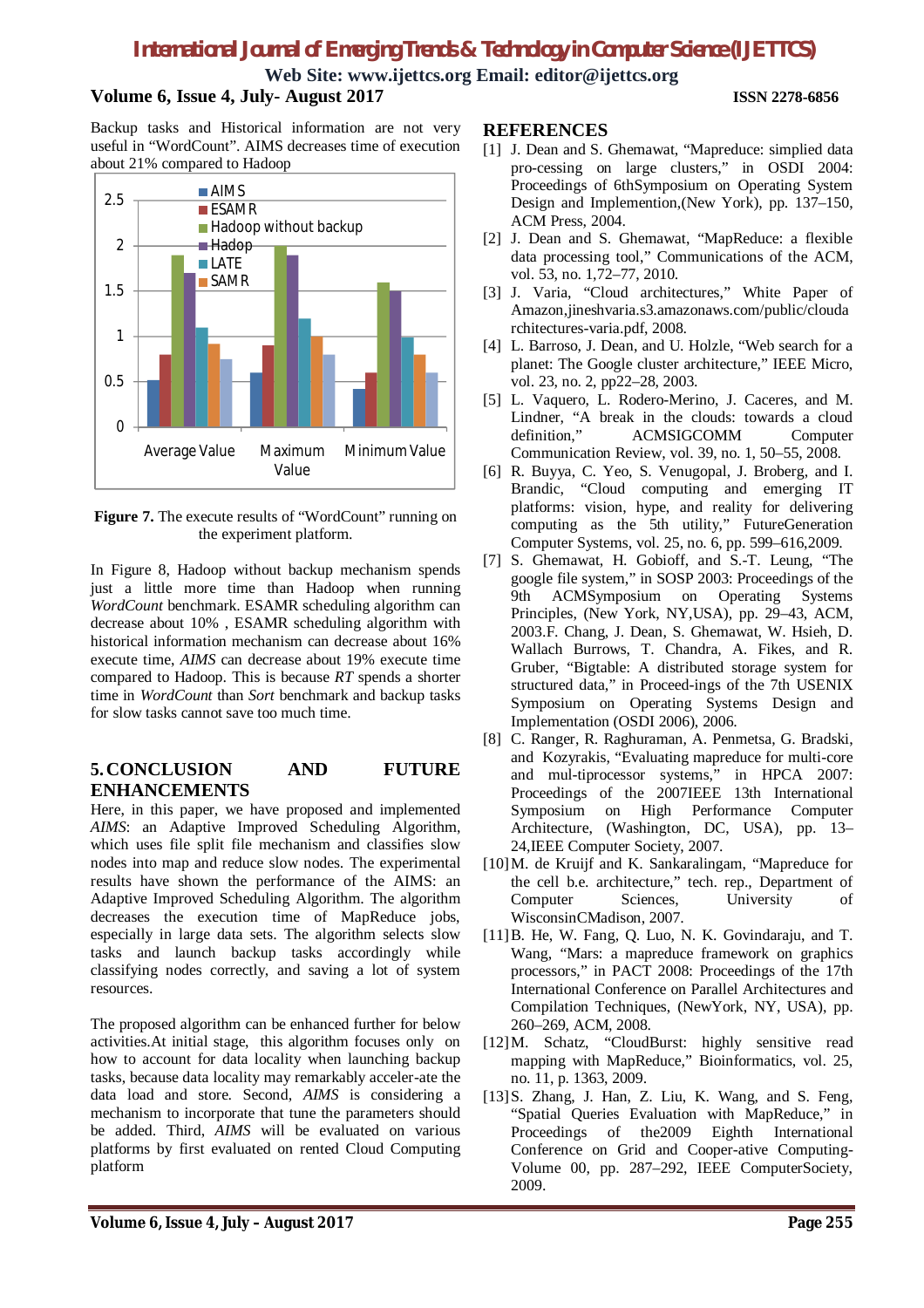Backup tasks and Historical information are not very useful in "WordCount". AIMS decreases time of execution about 21% compared to Hadoop

**Figure 7.** The execute results of "WordCount" running on the experiment platform.

In Figure 8, Hadoop without backup mechanism spends just a little more time than Hadoop when running *WordCount* benchmark. ESAMR scheduling algorithm can decrease about 10% , ESAMR scheduling algorithm with historical information mechanism can decrease about 16% execute time, *AIMS* can decrease about 19% execute time compared to Hadoop. This is because *RT* spends a shorter time in *WordCount* than *Sort* benchmark and backup tasks for slow tasks cannot save too much time.

## 5. CONCLUSION AND FUTURE ENHANCEMENTS

Here, in this paper, we have proposed and implemented *AIMS*: an Adaptive Improved Scheduling Algorithm, which uses file split file mechanism and classifies slow nodes into map and reduce slow nodes. The experimental results have shown the performance of the AIMS: an Adaptive Improved Scheduling Algorithm. The algorithm decreases the execution time of MapReduce jobs, especially in large data sets. The algorithm selects slow tasks and launch backup tasks accordingly while classifying nodes correctly, and saving a lot of system resources.

The proposed algorithm can be enhanced further for below activities.At initial stage, this algorithm focuses only on how to account for data locality when launching backup tasks, because data locality may remarkably acceler-ate the data load and store. Second, *AIMS* is considering a mechanism to incorporate that tune the parameters should be added. Third, *AIMS* will be evaluated on various platforms by first evaluated on rented Cloud Computing platform

## REFERENCES

[1] J. Dean and S. Ghemawat, "Mapreduce: simplied data pro-cessing on large clusters," in OSDI 2004: Proceedings of 6thSymposium on Operating System Design and Implemention,(New York), pp. 137–150, ACM Press, 2004.

[2] J. Dean and S. Ghemawat, "MapReduce: a flexible data processing tool," Communications of the ACM, vol. 53, no. 1,72–77, 2010.

[3] J. Varia, "Cloud architectures," White Paper of Amazon,jineshvaria.s3.amazonaws.com/public/cloudarchitectures-varia.pdf, 2008.

[4] L. Barroso, J. Dean, and U. Holzle, "Web search for a planet: The Google cluster architecture," IEEE Micro, vol. 23, no. 2, pp22–28, 2003.

[5] L. Vaquero, L. Rodero-Merino, J. Caceres, and M. Lindner, "A break in the clouds: towards a cloud definition," ACMSIGCOMM Computer Communication Review, vol. 39, no. 1, 50–55, 2008.

[6] R. Buyya, C. Yeo, S. Venugopal, J. Broberg, and I. Brandic, "Cloud computing and emerging IT platforms: vision, hype, and reality for delivering computing as the 5th utility," FutureGeneration Computer Systems, vol. 25, no. 6, pp. 599–616,2009.

[7] S. Ghemawat, H. Gobioff, and S.-T. Leung, "The google file system," in SOSP 2003: Proceedings of the 9th ACMSymposium on Operating Systems Principles, (New York, NY,USA), pp. 29–43, ACM, 2003.F. Chang, J. Dean, S. Ghemawat, W. Hsieh, D. Wallach Burrows, T. Chandra, A. Fikes, and R. Gruber, "Bigtable: A distributed storage system for structured data," in Proceed-ings of the 7th USENIX Symposium on Operating Systems Design and Implementation (OSDI 2006), 2006.

[8] C. Ranger, R. Raghuraman, A. Penmetsa, G. Bradski, and Kozyrakis, "Evaluating mapreduce for multi-core and mul-tiprocessor systems," in HPCA 2007: Proceedings of the 2007IEEE 13th International Symposium on High Performance Computer Architecture, (Washington, DC, USA), pp. 13–24,IEEE Computer Society, 2007.

[10] M. de Kruijf and K. Sankaralingam, "Mapreduce for the cell b.e. architecture," tech. rep., Department of Computer Sciences, University of WisconsinCMadison, 2007.

[11] B. He, W. Fang, Q. Luo, N. K. Govindaraju, and T. Wang, "Mars: a mapreduce framework on graphics processors," in PACT 2008: Proceedings of the 17th International Conference on Parallel Architectures and Compilation Techniques, (NewYork, NY, USA), pp. 260–269, ACM, 2008.

[12] M. Schatz, "CloudBurst: highly sensitive read mapping with MapReduce," Bioinformatics, vol. 25, no. 11, p. 1363, 2009.

[13] S. Zhang, J. Han, Z. Liu, K. Wang, and S. Feng, "Spatial Queries Evaluation with MapReduce," in Proceedings of the2009 Eighth International Conference on Grid and Cooper-ative Computing-Volume 00, pp. 287–292, IEEE ComputerSociety, 2009.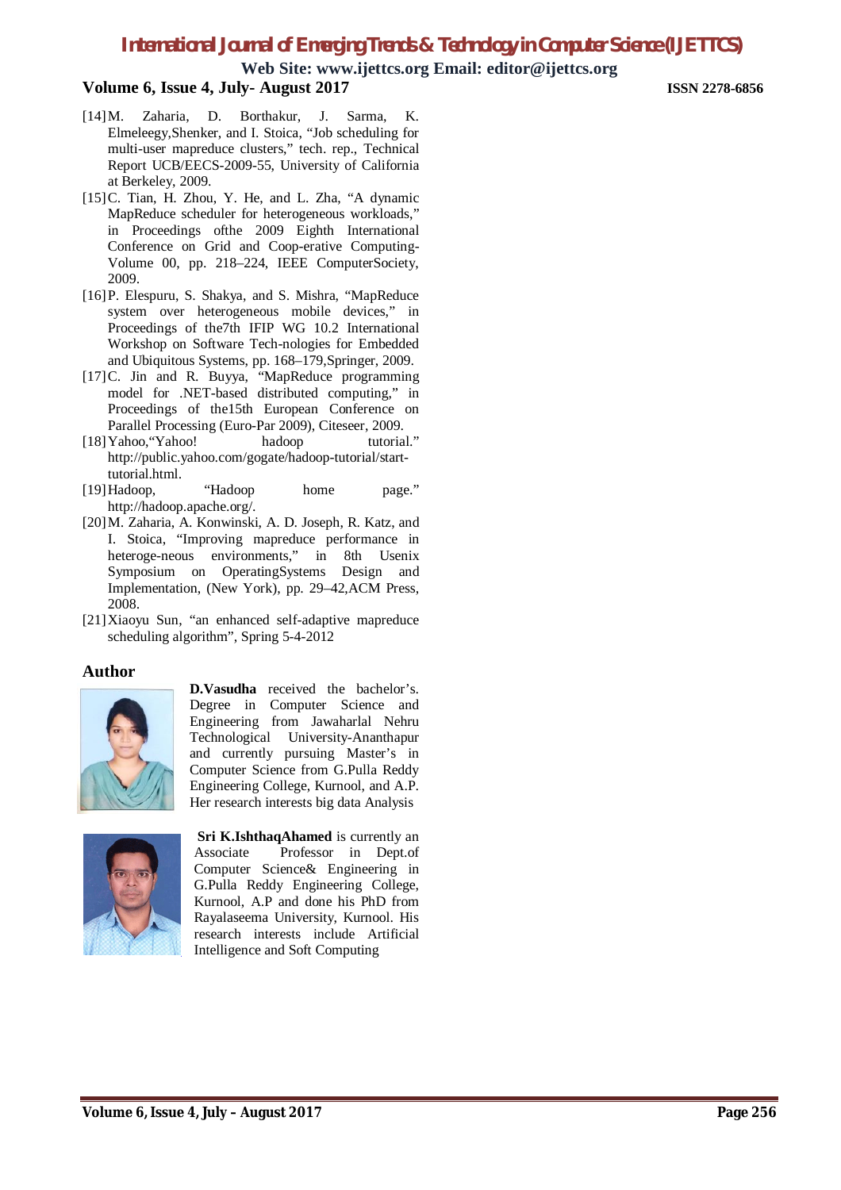[14] M. Zaharia, D. Borthakur, J. Sarma, K. Elmeleegy,Shenker, and I. Stoica, "Job scheduling for multi-user mapreduce clusters," tech. rep., Technical Report UCB/EECS-2009-55, University of California at Berkeley, 2009.

[15] C. Tian, H. Zhou, Y. He, and L. Zha, "A dynamic MapReduce scheduler for heterogeneous workloads," in Proceedings ofthe 2009 Eighth International Conference on Grid and Coop-erative Computing-Volume 00, pp. 218–224, IEEE ComputerSociety, 2009.

[16] P. Elespuru, S. Shakya, and S. Mishra, "MapReduce system over heterogeneous mobile devices," in Proceedings of the7th IFIP WG 10.2 International Workshop on Software Tech-nologies for Embedded and Ubiquitous Systems, pp. 168–179,Springer, 2009.

[17] C. Jin and R. Buyya, "MapReduce programming model for .NET-based distributed computing," in Proceedings of the15th European Conference on Parallel Processing (Euro-Par 2009), Citeseer, 2009.

[18] Yahoo,"Yahoo! hadoop tutorial." http://public.yahoo.com/gogate/hadoop-tutorial/start-tutorial.html.

[19] Hadoop, "Hadoop home page." http://hadoop.apache.org/.

[20] M. Zaharia, A. Konwinski, A. D. Joseph, R. Katz, and I. Stoica, "Improving mapreduce performance in heteroge-neous environments," in 8th Usenix Symposium on OperatingSystems Design and Implementation, (New York), pp. 29–42,ACM Press, 2008.

[21] Xiaoyu Sun, "an enhanced self-adaptive mapreduce scheduling algorithm", Spring 5-4-2012

## Author

**D.Vasudha** received the bachelor's. Degree in Computer Science and Engineering from Jawaharlal Nehru Technological University-Ananthapur and currently pursuing Master's in Computer Science from G.Pulla Reddy Engineering College, Kurnool, and A.P. Her research interests big data Analysis

**Sri K.IshthaqAhamed** is currently an Associate Professor in Dept.of Computer Science& Engineering in G.Pulla Reddy Engineering College, Kurnool, A.P and done his PhD from Rayalaseema University, Kurnool. His research interests include Artificial Intelligence and Soft Computing